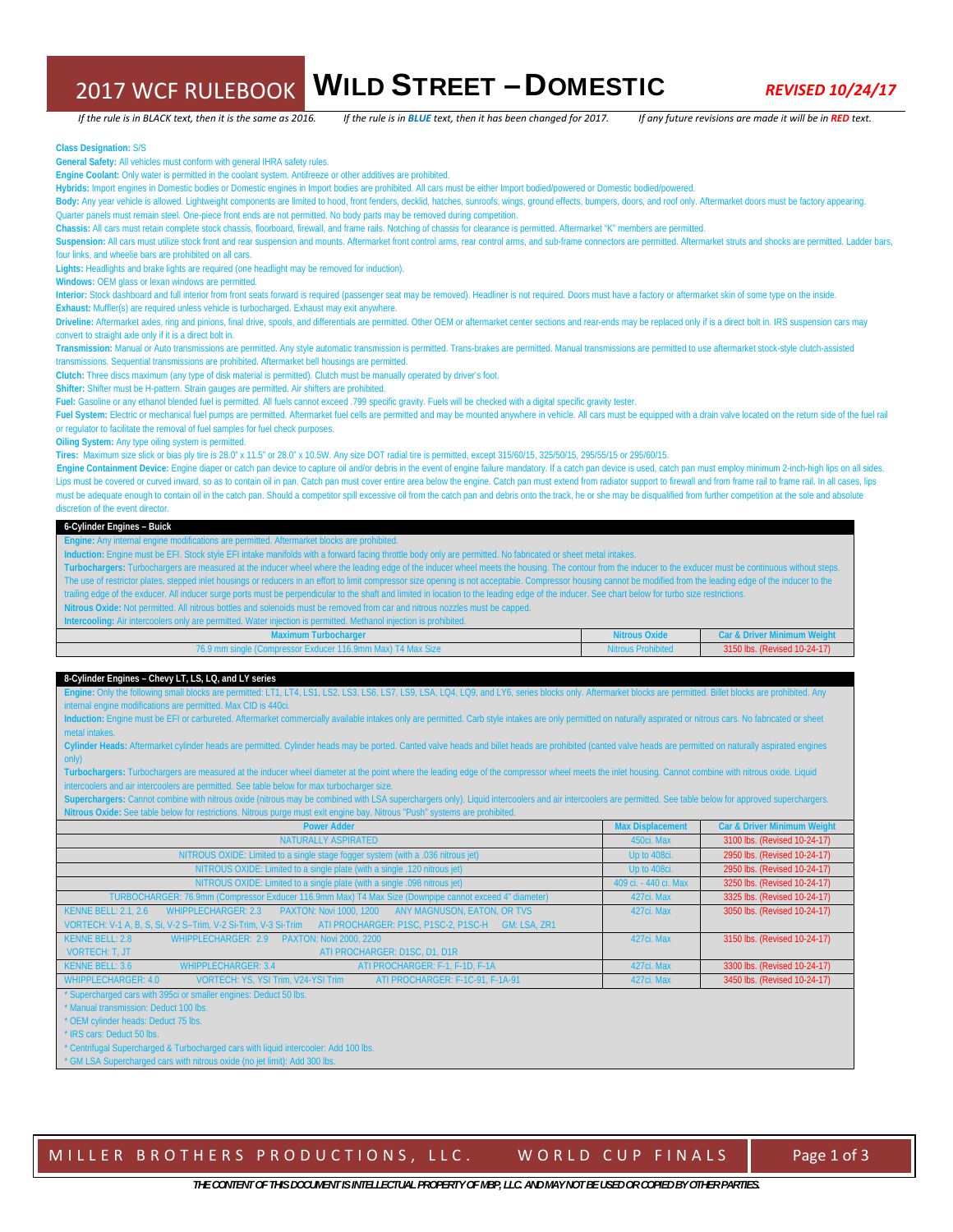# 2017 WCF RULEBOOK — WILD STREET – DOMESTIC

*REVISED 10/24/17*

*If the rule is in BLACK text, then it is the same as 2016. If the rule is in BLUE text, then it has been changed for 2017. If any future revisions are made it will be in RED text.*

**Class Designation:** S/S

**General Safety:** All vehicles must conform with general IHRA safety rules.

**Engine Coolant:** Only water is permitted in the coolant system. Antifreeze or other additives are prohibited.

**Hybrids:** Import engines in Domestic bodies or Domestic engines in Import bodies are prohibited. All cars must be either Import bodied/powered or Domestic bodied/powered.

**Body:** Any year vehicle is allowed. Lightweight components are limited to hood, front fenders, decklid, hatches, sunroofs, wings, ground effects, bumpers, doors, and roof only. Aftermarket doors must be factory appearing. Quarter panels must remain steel. One-piece front ends are not permitted. No body parts may be removed during competition.

**Chassis:** All cars must retain complete stock chassis, floorboard, firewall, and frame rails. Notching of chassis for clearance is permitted. Aftermarket "K" members are permitted.

**Suspension:** All cars must utilize stock front and rear suspension and mounts. Aftermarket front control arms, rear control arms, and sub-frame connectors are permitted. Aftermarket struts and shocks are permitted. Ladder bars, four links, and wheelie bars are prohibited on all cars.

**Lights:** Headlights and brake lights are required (one headlight may be removed for induction).

**Windows:** OEM glass or lexan windows are permitted.

**Interior:** Stock dashboard and full interior from front seats forward is required (passenger seat may be removed). Headliner is not required. Doors must have a factory or aftermarket skin of some type on the inside.

**Exhaust:** Muffler(s) are required unless vehicle is turbocharged. Exhaust may exit anywhere.

**Driveline:** Aftermarket axles, ring and pinions, final drive, spools, and differentials are permitted. Other OEM or aftermarket center sections and rear-ends may be replaced only if is a direct bolt in. IRS suspension cars may convert to straight axle only if it is a direct bolt in.

**Transmission:** Manual or Auto transmissions are permitted. Any style automatic transmission is permitted. Trans-brakes are permitted. Manual transmissions are permitted to use aftermarket stock-style clutch-assisted transmissions. Sequential transmissions are prohibited. Aftermarket bell housings are permitted.

**Clutch:** Three discs maximum (any type of disk material is permitted). Clutch must be manually operated by driver's foot.

**Shifter:** Shifter must be H-pattern. Strain gauges are permitted. Air shifters are prohibited.

**Fuel:** Gasoline or any ethanol blended fuel is permitted. All fuels cannot exceed .799 specific gravity. Fuels will be checked with a digital specific gravity tester.

**Fuel System:** Electric or mechanical fuel pumps are permitted. Aftermarket fuel cells are permitted and may be mounted anywhere in vehicle. All cars must be equipped with a drain valve located on the return side of the fuel rail or regulator to facilitate the removal of fuel samples for fuel check purposes.

**Oiling System:** Any type oiling system is permitted.

**Tires:** Maximum size slick or bias ply tire is 28.0" x 11.5" or 28.0" x 10.5W. Any size DOT radial tire is permitted, except 315/60/15, 325/50/15, 295/55/15 or 295/60/15.

**Engine Containment Device:** Engine diaper or catch pan device to capture oil and/or debris in the event of engine failure mandatory. If a catch pan device is used, catch pan must employ minimum 2-inch-high lips on all sides. Lips must be covered or curved inward, so as to contain oil in pan. Catch pan must cover entire area below the engine. Catch pan must extend from radiator support to firewall and from frame rail to frame rail. In all cases, lips must be adequate enough to contain oil in the catch pan. Should a competitor spill excessive oil from the catch pan and debris onto the track, he or she may be disqualified from further competition at the sole and absolute discretion of the event director.

## 6-Cylinder Engines – Buick

**Engine:** Any internal engine modifications are permitted. Aftermarket blocks are prohibited.

**Induction:** Engine must be EFI. Stock style EFI intake manifolds with a forward facing throttle body only are permitted. No fabricated or sheet metal intakes.

**Turbochargers:** Turbochargers are measured at the inducer wheel where the leading edge of the inducer wheel meets the housing. The contour from the inducer to the exducer must be continuous without steps. The use of restrictor plates, stepped inlet housings or reducers in an effort to limit compressor size opening is not acceptable. Compressor housing cannot be modified from the leading edge of the inducer to the trailing edge of the exducer. All inducer surge ports must be perpendicular to the shaft and limited in location to the leading edge of the inducer. See chart below for turbo size restrictions.

**Nitrous Oxide:** Not permitted. All nitrous bottles and solenoids must be removed from car and nitrous nozzles must be capped.

**Intercooling:** Air intercoolers only are permitted. Water injection is permitted. Methanol injection is prohibited.

| Maximum Turbocharger | Nitrous Oxide | Car & Driver Minimum Weight |
|---|---|---|
| 76.9 mm single (Compressor Exducer 116.9mm Max) T4 Max Size | Nitrous Prohibited | 3150 lbs. (Revised 10-24-17) |

## 8-Cylinder Engines – Chevy LT, LS, LQ, and LY series

**Engine:** Only the following small blocks are permitted: LT1, LT4, LS1, LS2, LS3, LS6, LS7, LS9, LSA, LQ4, LQ9, and LY6, series blocks only. Aftermarket blocks are permitted. Billet blocks are prohibited. Any internal engine modifications are permitted. Max CID is 440ci.

**Induction:** Engine must be EFI or carbureted. Aftermarket commercially available intakes only are permitted. Carb style intakes are only permitted on naturally aspirated or nitrous cars. No fabricated or sheet metal intakes.

**Cylinder Heads:** Aftermarket cylinder heads are permitted. Cylinder heads may be ported. Canted valve heads and billet heads are prohibited (canted valve heads are permitted on naturally aspirated engines only)

**Turbochargers:** Turbochargers are measured at the inducer wheel diameter at the point where the leading edge of the compressor wheel meets the inlet housing. Cannot combine with nitrous oxide. Liquid intercoolers and air intercoolers are permitted. See table below for max turbocharger size.

**Superchargers:** Cannot combine with nitrous oxide (nitrous may be combined with LSA superchargers only). Liquid intercoolers and air intercoolers are permitted. See table below for approved superchargers.

**Nitrous Oxide:** See table below for restrictions. Nitrous purge must exit engine bay. Nitrous "Push" systems are prohibited.

| Power Adder | Max Displacement | Car & Driver Minimum Weight |
|---|---|---|
| NATURALLY ASPIRATED | 450ci. Max | 3100 lbs. (Revised 10-24-17) |
| NITROUS OXIDE: Limited to a single stage fogger system (with a .036 nitrous jet) | Up to 408ci. | 2950 lbs. (Revised 10-24-17) |
| NITROUS OXIDE: Limited to a single plate (with a single .120 nitrous jet) | Up to 408ci. | 2950 lbs. (Revised 10-24-17) |
| NITROUS OXIDE: Limited to a single plate (with a single .098 nitrous jet) | 409 ci. - 440 ci. Max | 3250 lbs. (Revised 10-24-17) |
| TURBOCHARGER: 76.9mm (Compressor Exducer 116.9mm Max) T4 Max Size (Downpipe cannot exceed 4" diameter) | 427ci. Max | 3325 lbs. (Revised 10-24-17) |
| KENNE BELL: 2.1, 2.6 WHIPPLECHARGER: 2.3 PAXTON: Novi 1000, 1200 ANY MAGNUSON, EATON, OR TVS VORTECH: V-1 A, B, S, Si, V-2 S–Trim, V-2 Si-Trim, V-3 Si-Trim ATI PROCHARGER: P1SC, P1SC-2, P1SC-H GM: LSA, ZR1 | 427ci. Max | 3050 lbs. (Revised 10-24-17) |
| KENNE BELL: 2.8 WHIPPLECHARGER: 2.9 PAXTON: Novi 2000, 2200 VORTECH: T, JT ATI PROCHARGER: D1SC, D1, D1R | 427ci. Max | 3150 lbs. (Revised 10-24-17) |
| KENNE BELL: 3.6 WHIPPLECHARGER: 3.4 ATI PROCHARGER: F-1, F-1D, F-1A | 427ci. Max | 3300 lbs. (Revised 10-24-17) |
| WHIPPLECHARGER: 4.0 VORTECH: YS, YSI Trim, V24-YSI Trim ATI PROCHARGER: F-1C-91, F-1A-91 | 427ci. Max | 3450 lbs. (Revised 10-24-17) |

* Supercharged cars with 395ci or smaller engines: Deduct 50 lbs.
* Manual transmission: Deduct 100 lbs.
* OEM cylinder heads: Deduct 75 lbs.
* IRS cars: Deduct 50 lbs.
* Centrifugal Supercharged & Turbocharged cars with liquid intercooler: Add 100 lbs.
* GM LSA Supercharged cars with nitrous oxide (no jet limit): Add 300 lbs.

MILLER BROTHERS PRODUCTIONS, LLC. WORLD CUP FINALS

*THE CONTENT OF THIS DOCUMENT IS INTELLECTUAL PROPERTY OF MBP, LLC. AND MAY NOT BE USED OR COPIED BY OTHER PARTIES.*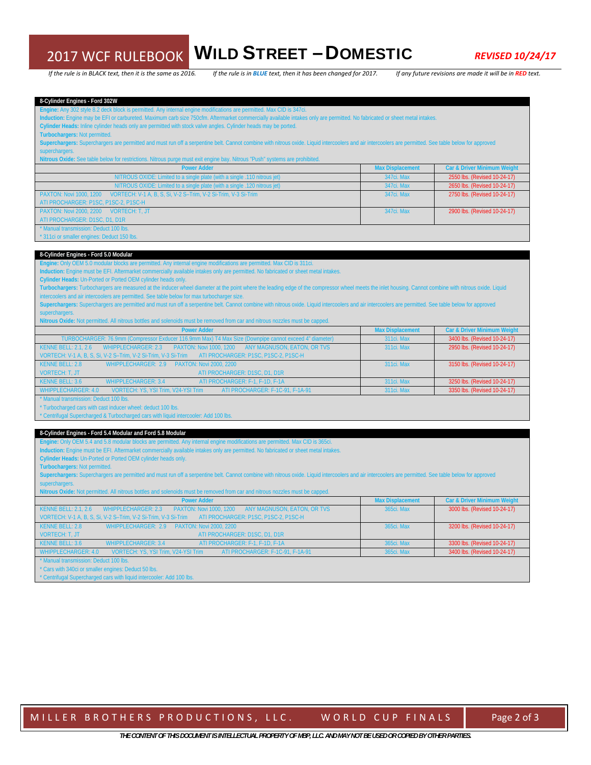# 2017 WCF RULEBOOK WILD STREET – DOMESTIC

*REVISED 10/24/17*

*If the rule is in BLACK text, then it is the same as 2016.* *If the rule is in BLUE text, then it has been changed for 2017.* *If any future revisions are made it will be in RED text.*

## 8-Cylinder Engines - Ford 302W

**Engine:** Any 302 style 8.2 deck block is permitted. Any internal engine modifications are permitted. Max CID is 347ci.

**Induction:** Engine may be EFI or carbureted. Maximum carb size 750cfm. Aftermarket commercially available intakes only are permitted. No fabricated or sheet metal intakes.

**Cylinder Heads:** Inline cylinder heads only are permitted with stock valve angles. Cylinder heads may be ported.

**Turbochargers:** Not permitted.

**Superchargers:** Superchargers are permitted and must run off a serpentine belt. Cannot combine with nitrous oxide. Liquid intercoolers and air intercoolers are permitted. See table below for approved superchargers.

**Nitrous Oxide:** See table below for restrictions. Nitrous purge must exit engine bay. Nitrous "Push" systems are prohibited.

| Power Adder | Max Displacement | Car & Driver Minimum Weight |
|---|---|---|
| NITROUS OXIDE: Limited to a single plate (with a single .110 nitrous jet) | 347ci. Max | 2550 lbs. (Revised 10-24-17) |
| NITROUS OXIDE: Limited to a single plate (with a single .120 nitrous jet) | 347ci. Max | 2650 lbs. (Revised 10-24-17) |
| PAXTON: Novi 1000, 1200 VORTECH: V-1 A, B, S, Si, V-2 S–Trim, V-2 Si-Trim, V-3 Si-Trim ATI PROCHARGER: P1SC, P1SC-2, P1SC-H | 347ci. Max | 2750 lbs. (Revised 10-24-17) |
| PAXTON: Novi 2000, 2200 VORTECH: T, JT ATI PROCHARGER: D1SC, D1, D1R | 347ci. Max | 2900 lbs. (Revised 10-24-17) |

\* Manual transmission: Deduct 100 lbs.
\* 311ci or smaller engines: Deduct 150 lbs.

## 8-Cylinder Engines - Ford 5.0 Modular

**Engine:** Only OEM 5.0 modular blocks are permitted. Any internal engine modifications are permitted. Max CID is 311ci.

**Induction:** Engine must be EFI. Aftermarket commercially available intakes only are permitted. No fabricated or sheet metal intakes.

**Cylinder Heads:** Un-Ported or Ported OEM cylinder heads only.

**Turbochargers:** Turbochargers are measured at the inducer wheel diameter at the point where the leading edge of the compressor wheel meets the inlet housing. Cannot combine with nitrous oxide. Liquid intercoolers and air intercoolers are permitted. See table below for max turbocharger size.

**Superchargers:** Superchargers are permitted and must run off a serpentine belt. Cannot combine with nitrous oxide. Liquid intercoolers and air intercoolers are permitted. See table below for approved superchargers.

**Nitrous Oxide:** Not permitted. All nitrous bottles and solenoids must be removed from car and nitrous nozzles must be capped.

| Power Adder | Max Displacement | Car & Driver Minimum Weight |
|---|---|---|
| TURBOCHARGER: 76.9mm (Compressor Exducer 116.9mm Max) T4 Max Size (Downpipe cannot exceed 4" diameter) | 311ci. Max | 3400 lbs. (Revised 10-24-17) |
| KENNE BELL: 2.1, 2.6 WHIPPLECHARGER: 2.3 PAXTON: Novi 1000, 1200 ANY MAGNUSON, EATON, OR TVS VORTECH: V-1 A, B, S, Si, V-2 S–Trim, V-2 Si-Trim, V-3 Si-Trim ATI PROCHARGER: P1SC, P1SC-2, P1SC-H | 311ci. Max | 2950 lbs. (Revised 10-24-17) |
| KENNE BELL: 2.8 WHIPPLECHARGER: 2.9 PAXTON: Novi 2000, 2200 VORTECH: T, JT ATI PROCHARGER: D1SC, D1, D1R | 311ci. Max | 3150 lbs. (Revised 10-24-17) |
| KENNE BELL: 3.6 WHIPPLECHARGER: 3.4 ATI PROCHARGER: F-1, F-1D, F-1A | 311ci. Max | 3250 lbs. (Revised 10-24-17) |
| WHIPPLECHARGER: 4.0 VORTECH: YS, YSI Trim, V24-YSI Trim ATI PROCHARGER: F-1C-91, F-1A-91 | 311ci. Max | 3350 lbs. (Revised 10-24-17) |

\* Manual transmission: Deduct 100 lbs.
\* Turbocharged cars with cast inducer wheel: deduct 100 lbs.
\* Centrifugal Supercharged & Turbocharged cars with liquid intercooler: Add 100 lbs.

## 8-Cylinder Engines - Ford 5.4 Modular and Ford 5.8 Modular

**Engine:** Only OEM 5.4 and 5.8 modular blocks are permitted. Any internal engine modifications are permitted. Max CID is 365ci.

**Induction:** Engine must be EFI. Aftermarket commercially available intakes only are permitted. No fabricated or sheet metal intakes.

**Cylinder Heads:** Un-Ported or Ported OEM cylinder heads only.

**Turbochargers:** Not permitted.

**Superchargers:** Superchargers are permitted and must run off a serpentine belt. Cannot combine with nitrous oxide. Liquid intercoolers and air intercoolers are permitted. See table below for approved superchargers.

**Nitrous Oxide:** Not permitted. All nitrous bottles and solenoids must be removed from car and nitrous nozzles must be capped.

| Power Adder | Max Displacement | Car & Driver Minimum Weight |
|---|---|---|
| KENNE BELL: 2.1, 2.6 WHIPPLECHARGER: 2.3 PAXTON: Novi 1000, 1200 ANY MAGNUSON, EATON, OR TVS VORTECH: V-1 A, B, S, Si, V-2 S–Trim, V-2 Si-Trim, V-3 Si-Trim ATI PROCHARGER: P1SC, P1SC-2, P1SC-H | 365ci. Max | 3000 lbs. (Revised 10-24-17) |
| KENNE BELL: 2.8 WHIPPLECHARGER: 2.9 PAXTON: Novi 2000, 2200 VORTECH: T, JT ATI PROCHARGER: D1SC, D1, D1R | 365ci. Max | 3200 lbs. (Revised 10-24-17) |
| KENNE BELL: 3.6 WHIPPLECHARGER: 3.4 ATI PROCHARGER: F-1, F-1D, F-1A | 365ci. Max | 3300 lbs. (Revised 10-24-17) |
| WHIPPLECHARGER: 4.0 VORTECH: YS, YSI Trim, V24-YSI Trim ATI PROCHARGER: F-1C-91, F-1A-91 | 365ci. Max | 3400 lbs. (Revised 10-24-17) |

\* Manual transmission: Deduct 100 lbs.
\* Cars with 340ci or smaller engines: Deduct 50 lbs.
\* Centrifugal Supercharged cars with liquid intercooler: Add 100 lbs.

THE CONTENT OF THIS DOCUMENT IS INTELLECTUAL PROPERTY OF MBP, LLC. AND MAY NOT BE USED OR COPIED BY OTHER PARTIES.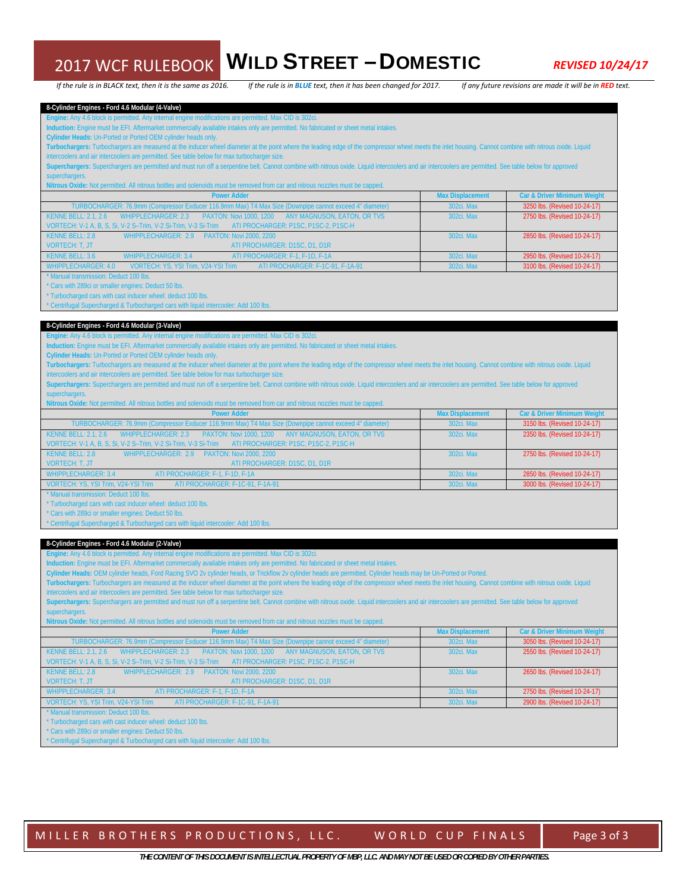# 2017 WCF RULEBOOK WILD STREET – DOMESTIC

*REVISED 10/24/17*

*If the rule is in BLACK text, then it is the same as 2016. If the rule is in BLUE text, then it has been changed for 2017. If any future revisions are made it will be in RED text.*

## 8-Cylinder Engines - Ford 4.6 Modular (4-Valve)

**Engine:** Any 4.6 block is permitted. Any internal engine modifications are permitted. Max CID is 302ci.

**Induction:** Engine must be EFI. Aftermarket commercially available intakes only are permitted. No fabricated or sheet metal intakes.

**Cylinder Heads:** Un-Ported or Ported OEM cylinder heads only.

**Turbochargers:** Turbochargers are measured at the inducer wheel diameter at the point where the leading edge of the compressor wheel meets the inlet housing. Cannot combine with nitrous oxide. Liquid intercoolers and air intercoolers are permitted. See table below for max turbocharger size.

**Superchargers:** Superchargers are permitted and must run off a serpentine belt. Cannot combine with nitrous oxide. Liquid intercoolers and air intercoolers are permitted. See table below for approved superchargers.

**Nitrous Oxide:** Not permitted. All nitrous bottles and solenoids must be removed from car and nitrous nozzles must be capped.

| Power Adder | Max Displacement | Car & Driver Minimum Weight |
|---|---|---|
| TURBOCHARGER: 76.9mm (Compressor Exducer 116.9mm Max) T4 Max Size (Downpipe cannot exceed 4" diameter) | 302ci. Max | 3250 lbs. (Revised 10-24-17) |
| KENNE BELL: 2.1, 2.6 WHIPPLECHARGER: 2.3 PAXTON: Novi 1000, 1200 ANY MAGNUSON, EATON, OR TVS VORTECH: V-1 A, B, S, Si, V-2 S–Trim, V-2 Si-Trim, V-3 Si-Trim ATI PROCHARGER: P1SC, P1SC-2, P1SC-H | 302ci. Max | 2750 lbs. (Revised 10-24-17) |
| KENNE BELL: 2.8 WHIPPLECHARGER: 2.9 PAXTON: Novi 2000, 2200 VORTECH: T, JT ATI PROCHARGER: D1SC, D1, D1R | 302ci. Max | 2850 lbs. (Revised 10-24-17) |
| KENNE BELL: 3.6 WHIPPLECHARGER: 3.4 ATI PROCHARGER: F-1, F-1D, F-1A | 302ci. Max | 2950 lbs. (Revised 10-24-17) |
| WHIPPLECHARGER: 4.0 VORTECH: YS, YSI Trim, V24-YSI Trim ATI PROCHARGER: F-1C-91, F-1A-91 | 302ci. Max | 3100 lbs. (Revised 10-24-17) |

* Manual transmission: Deduct 100 lbs.
* Cars with 289ci or smaller engines: Deduct 50 lbs.
* Turbocharged cars with cast inducer wheel: deduct 100 lbs.
* Centrifugal Supercharged & Turbocharged cars with liquid intercooler: Add 100 lbs.

## 8-Cylinder Engines - Ford 4.6 Modular (3-Valve)

**Engine:** Any 4.6 block is permitted. Any internal engine modifications are permitted. Max CID is 302ci.

**Induction:** Engine must be EFI. Aftermarket commercially available intakes only are permitted. No fabricated or sheet metal intakes.

**Cylinder Heads:** Un-Ported or Ported OEM cylinder heads only.

**Turbochargers:** Turbochargers are measured at the inducer wheel diameter at the point where the leading edge of the compressor wheel meets the inlet housing. Cannot combine with nitrous oxide. Liquid intercoolers and air intercoolers are permitted. See table below for max turbocharger size.

**Superchargers:** Superchargers are permitted and must run off a serpentine belt. Cannot combine with nitrous oxide. Liquid intercoolers and air intercoolers are permitted. See table below for approved superchargers.

**Nitrous Oxide:** Not permitted. All nitrous bottles and solenoids must be removed from car and nitrous nozzles must be capped.

| Power Adder | Max Displacement | Car & Driver Minimum Weight |
|---|---|---|
| TURBOCHARGER: 76.9mm (Compressor Exducer 116.9mm Max) T4 Max Size (Downpipe cannot exceed 4" diameter) | 302ci. Max | 3150 lbs. (Revised 10-24-17) |
| KENNE BELL: 2.1, 2.6 WHIPPLECHARGER: 2.3 PAXTON: Novi 1000, 1200 ANY MAGNUSON, EATON, OR TVS VORTECH: V-1 A, B, S, Si, V-2 S–Trim, V-2 Si-Trim, V-3 Si-Trim ATI PROCHARGER: P1SC, P1SC-2, P1SC-H | 302ci. Max | 2350 lbs. (Revised 10-24-17) |
| KENNE BELL: 2.8 WHIPPLECHARGER: 2.9 PAXTON: Novi 2000, 2200 VORTECH: T, JT ATI PROCHARGER: D1SC, D1, D1R | 302ci. Max | 2750 lbs. (Revised 10-24-17) |
| WHIPPLECHARGER: 3.4 ATI PROCHARGER: F-1, F-1D, F-1A | 302ci. Max | 2850 lbs. (Revised 10-24-17) |
| VORTECH: YS, YSI Trim, V24-YSI Trim ATI PROCHARGER: F-1C-91, F-1A-91 | 302ci. Max | 3000 lbs. (Revised 10-24-17) |

* Manual transmission: Deduct 100 lbs.
* Turbocharged cars with cast inducer wheel: deduct 100 lbs.
* Cars with 289ci or smaller engines: Deduct 50 lbs.
* Centrifugal Supercharged & Turbocharged cars with liquid intercooler: Add 100 lbs.

## 8-Cylinder Engines - Ford 4.6 Modular (2-Valve)

**Engine:** Any 4.6 block is permitted. Any internal engine modifications are permitted. Max CID is 302ci.

**Induction:** Engine must be EFI. Aftermarket commercially available intakes only are permitted. No fabricated or sheet metal intakes.

**Cylinder Heads:** OEM cylinder heads, Ford Racing SVO 2v cylinder heads, or Trickflow 2v cylinder heads are permitted. Cylinder heads may be Un-Ported or Ported.

**Turbochargers:** Turbochargers are measured at the inducer wheel diameter at the point where the leading edge of the compressor wheel meets the inlet housing. Cannot combine with nitrous oxide. Liquid intercoolers and air intercoolers are permitted. See table below for max turbocharger size.

**Superchargers:** Superchargers are permitted and must run off a serpentine belt. Cannot combine with nitrous oxide. Liquid intercoolers and air intercoolers are permitted. See table below for approved superchargers.

**Nitrous Oxide:** Not permitted. All nitrous bottles and solenoids must be removed from car and nitrous nozzles must be capped.

| Power Adder | Max Displacement | Car & Driver Minimum Weight |
|---|---|---|
| TURBOCHARGER: 76.9mm (Compressor Exducer 116.9mm Max) T4 Max Size (Downpipe cannot exceed 4" diameter) | 302ci. Max | 3050 lbs. (Revised 10-24-17) |
| KENNE BELL: 2.1, 2.6 WHIPPLECHARGER: 2.3 PAXTON: Novi 1000, 1200 ANY MAGNUSON, EATON, OR TVS VORTECH: V-1 A, B, S, Si, V-2 S–Trim, V-2 Si-Trim, V-3 Si-Trim ATI PROCHARGER: P1SC, P1SC-2, P1SC-H | 302ci. Max | 2550 lbs. (Revised 10-24-17) |
| KENNE BELL: 2.8 WHIPPLECHARGER: 2.9 PAXTON: Novi 2000, 2200 VORTECH: T, JT ATI PROCHARGER: D1SC, D1, D1R | 302ci. Max | 2650 lbs. (Revised 10-24-17) |
| WHIPPLECHARGER: 3.4 ATI PROCHARGER: F-1, F-1D, F-1A | 302ci. Max | 2750 lbs. (Revised 10-24-17) |
| VORTECH: YS, YSI Trim, V24-YSI Trim ATI PROCHARGER: F-1C-91, F-1A-91 | 302ci. Max | 2900 lbs. (Revised 10-24-17) |

* Manual transmission: Deduct 100 lbs.
* Turbocharged cars with cast inducer wheel: deduct 100 lbs.
* Cars with 289ci or smaller engines: Deduct 50 lbs.
* Centrifugal Supercharged & Turbocharged cars with liquid intercooler: Add 100 lbs.

MILLER BROTHERS PRODUCTIONS, LLC. WORLD CUP FINALS

*THE CONTENT OF THIS DOCUMENT IS INTELLECTUAL PROPERTY OF MBP, LLC. AND MAY NOT BE USED OR COPIED BY OTHER PARTIES.*